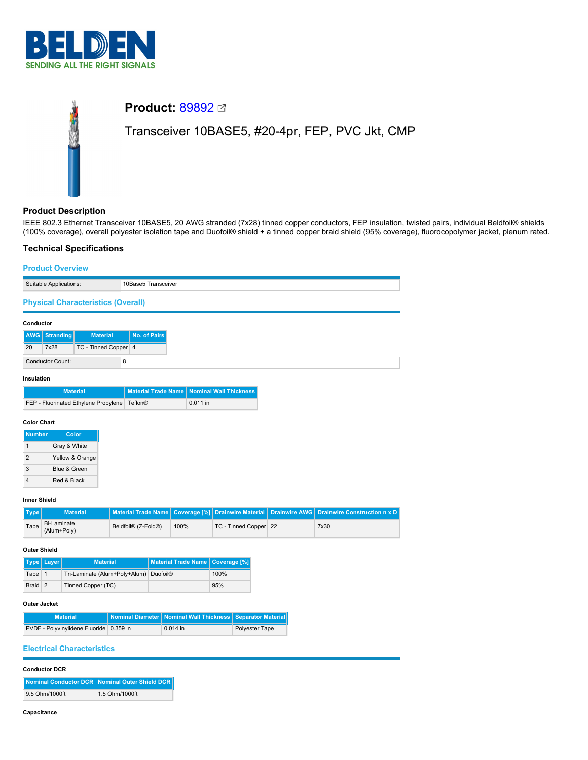**BELDEN**
SENDING ALL THE RIGHT SIGNALS

# Product: 89892

Transceiver 10BASE5, #20-4pr, FEP, PVC Jkt, CMP

## Product Description

IEEE 802.3 Ethernet Transceiver 10BASE5, 20 AWG stranded (7x28) tinned copper conductors, FEP insulation, twisted pairs, individual Beldfoil® shields (100% coverage), overall polyester isolation tape and Duofoil® shield + a tinned copper braid shield (95% coverage), fluorocopolymer jacket, plenum rated.

## Technical Specifications

### Product Overview

| | |
|---|---|
| Suitable Applications: | 10Base5 Transceiver |

### Physical Characteristics (Overall)

#### Conductor

| AWG | Stranding | Material | No. of Pairs |
|---|---|---|---|
| 20 | 7x28 | TC - Tinned Copper | 4 |

| | |
|---|---|
| Conductor Count: | 8 |

#### Insulation

| Material | Material Trade Name | Nominal Wall Thickness |
|---|---|---|
| FEP - Fluorinated Ethylene Propylene | Teflon® | 0.011 in |

#### Color Chart

| Number | Color |
|---|---|
| 1 | Gray & White |
| 2 | Yellow & Orange |
| 3 | Blue & Green |
| 4 | Red & Black |

#### Inner Shield

| Type | Material | Material Trade Name | Coverage [%] | Drainwire Material | Drainwire AWG | Drainwire Construction n x D |
|---|---|---|---|---|---|---|
| Tape | Bi-Laminate (Alum+Poly) | Beldfoil® (Z-Fold®) | 100% | TC - Tinned Copper | 22 | 7x30 |

#### Outer Shield

| Type | Layer | Material | Material Trade Name | Coverage [%] |
|---|---|---|---|---|
| Tape | 1 | Tri-Laminate (Alum+Poly+Alum) | Duofoil® | 100% |
| Braid | 2 | Tinned Copper (TC) | | 95% |

#### Outer Jacket

| Material | Nominal Diameter | Nominal Wall Thickness | Separator Material |
|---|---|---|---|
| PVDF - Polyvinylidene Fluoride | 0.359 in | 0.014 in | Polyester Tape |

### Electrical Characteristics

#### Conductor DCR

| Nominal Conductor DCR | Nominal Outer Shield DCR |
|---|---|
| 9.5 Ohm/1000ft | 1.5 Ohm/1000ft |

#### Capacitance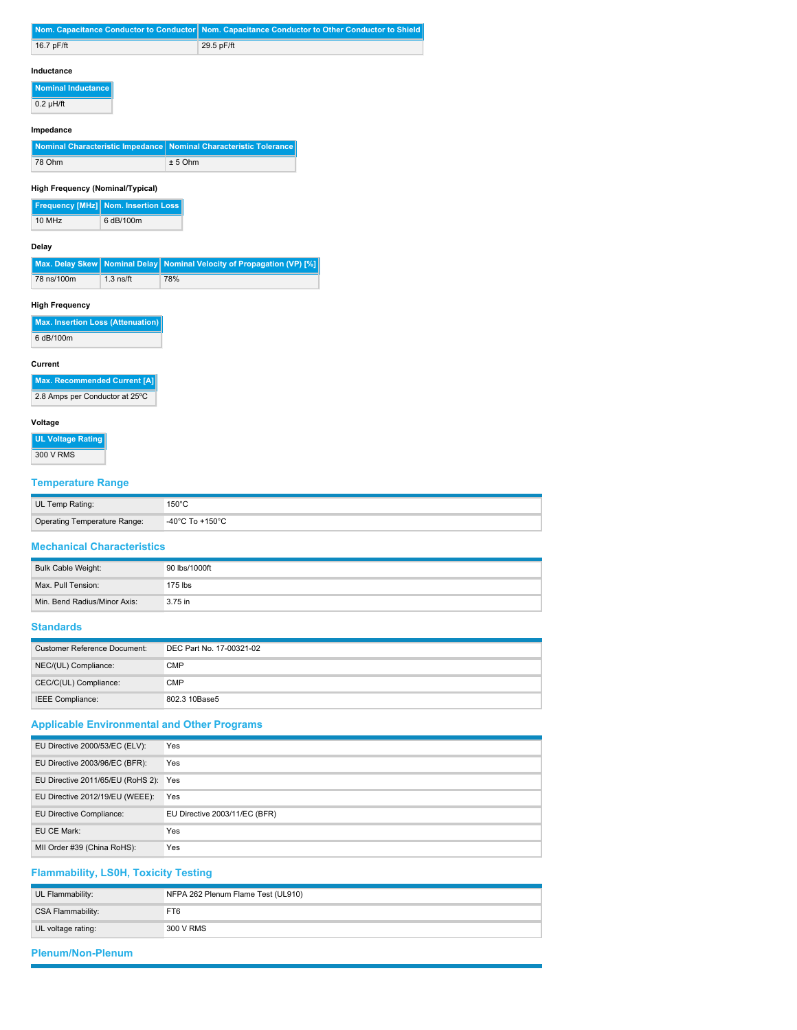| Nom. Capacitance Conductor to Conductor | Nom. Capacitance Conductor to Other Conductor to Shield |
| --- | --- |
| 16.7 pF/ft | 29.5 pF/ft |

#### Inductance

| Nominal Inductance |
| --- |
| 0.2 µH/ft |

#### Impedance

| Nominal Characteristic Impedance | Nominal Characteristic Tolerance |
| --- | --- |
| 78 Ohm | ± 5 Ohm |

#### High Frequency (Nominal/Typical)

| Frequency [MHz] | Nom. Insertion Loss |
| --- | --- |
| 10 MHz | 6 dB/100m |

#### Delay

| Max. Delay Skew | Nominal Delay | Nominal Velocity of Propagation (VP) [%] |
| --- | --- | --- |
| 78 ns/100m | 1.3 ns/ft | 78% |

#### High Frequency

| Max. Insertion Loss (Attenuation) |
| --- |
| 6 dB/100m |

#### Current

| Max. Recommended Current [A] |
| --- |
| 2.8 Amps per Conductor at 25ºC |

#### Voltage

| UL Voltage Rating |
| --- |
| 300 V RMS |

## Temperature Range

| | |
| --- | --- |
| UL Temp Rating: | 150°C |
| Operating Temperature Range: | -40°C To +150°C |

## Mechanical Characteristics

| | |
| --- | --- |
| Bulk Cable Weight: | 90 lbs/1000ft |
| Max. Pull Tension: | 175 lbs |
| Min. Bend Radius/Minor Axis: | 3.75 in |

## Standards

| | |
| --- | --- |
| Customer Reference Document: | DEC Part No. 17-00321-02 |
| NEC/(UL) Compliance: | CMP |
| CEC/C(UL) Compliance: | CMP |
| IEEE Compliance: | 802.3 10Base5 |

## Applicable Environmental and Other Programs

| | |
| --- | --- |
| EU Directive 2000/53/EC (ELV): | Yes |
| EU Directive 2003/96/EC (BFR): | Yes |
| EU Directive 2011/65/EU (RoHS 2): | Yes |
| EU Directive 2012/19/EU (WEEE): | Yes |
| EU Directive Compliance: | EU Directive 2003/11/EC (BFR) |
| EU CE Mark: | Yes |
| MII Order #39 (China RoHS): | Yes |

## Flammability, LS0H, Toxicity Testing

| | |
| --- | --- |
| UL Flammability: | NFPA 262 Plenum Flame Test (UL910) |
| CSA Flammability: | FT6 |
| UL voltage rating: | 300 V RMS |

## Plenum/Non-Plenum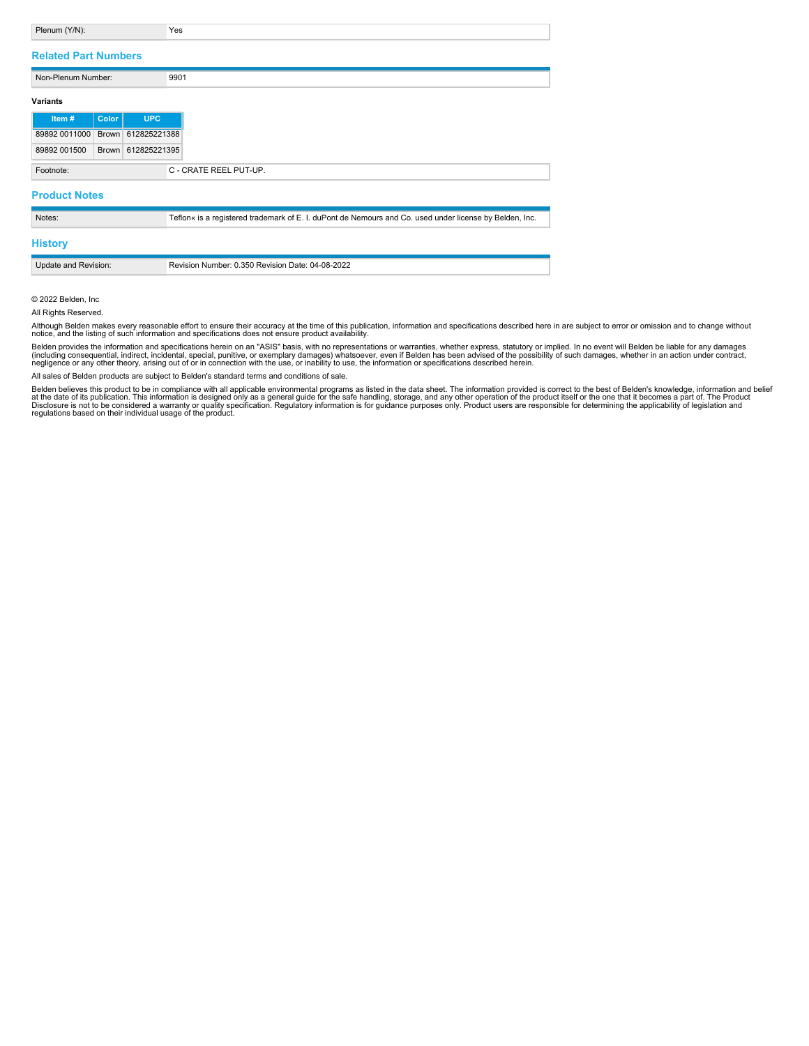| | |
|---|---|
| Plenum (Y/N): | Yes |

## Related Part Numbers

| | |
|---|---|
| Non-Plenum Number: | 9901 |

**Variants**

| Item # | Color | UPC |
|---|---|---|
| 89892 0011000 | Brown | 612825221388 |
| 89892 001500 | Brown | 612825221395 |

| | |
|---|---|
| Footnote: | C - CRATE REEL PUT-UP. |

## Product Notes

| | |
|---|---|
| Notes: | Teflon« is a registered trademark of E. I. duPont de Nemours and Co. used under license by Belden, Inc. |

## History

| | |
|---|---|
| Update and Revision: | Revision Number: 0.350 Revision Date: 04-08-2022 |

© 2022 Belden, Inc

All Rights Reserved.

Although Belden makes every reasonable effort to ensure their accuracy at the time of this publication, information and specifications described here in are subject to error or omission and to change without notice, and the listing of such information and specifications does not ensure product availability.

Belden provides the information and specifications herein on an "ASIS" basis, with no representations or warranties, whether express, statutory or implied. In no event will Belden be liable for any damages (including consequential, indirect, incidental, special, punitive, or exemplary damages) whatsoever, even if Belden has been advised of the possibility of such damages, whether in an action under contract, negligence or any other theory, arising out of or in connection with the use, or inability to use, the information or specifications described herein.

All sales of Belden products are subject to Belden's standard terms and conditions of sale.

Belden believes this product to be in compliance with all applicable environmental programs as listed in the data sheet. The information provided is correct to the best of Belden's knowledge, information and belief at the date of its publication. This information is designed only as a general guide for the safe handling, storage, and any other operation of the product itself or the one that it becomes a part of. The Product Disclosure is not to be considered a warranty or quality specification. Regulatory information is for guidance purposes only. Product users are responsible for determining the applicability of legislation and regulations based on their individual usage of the product.